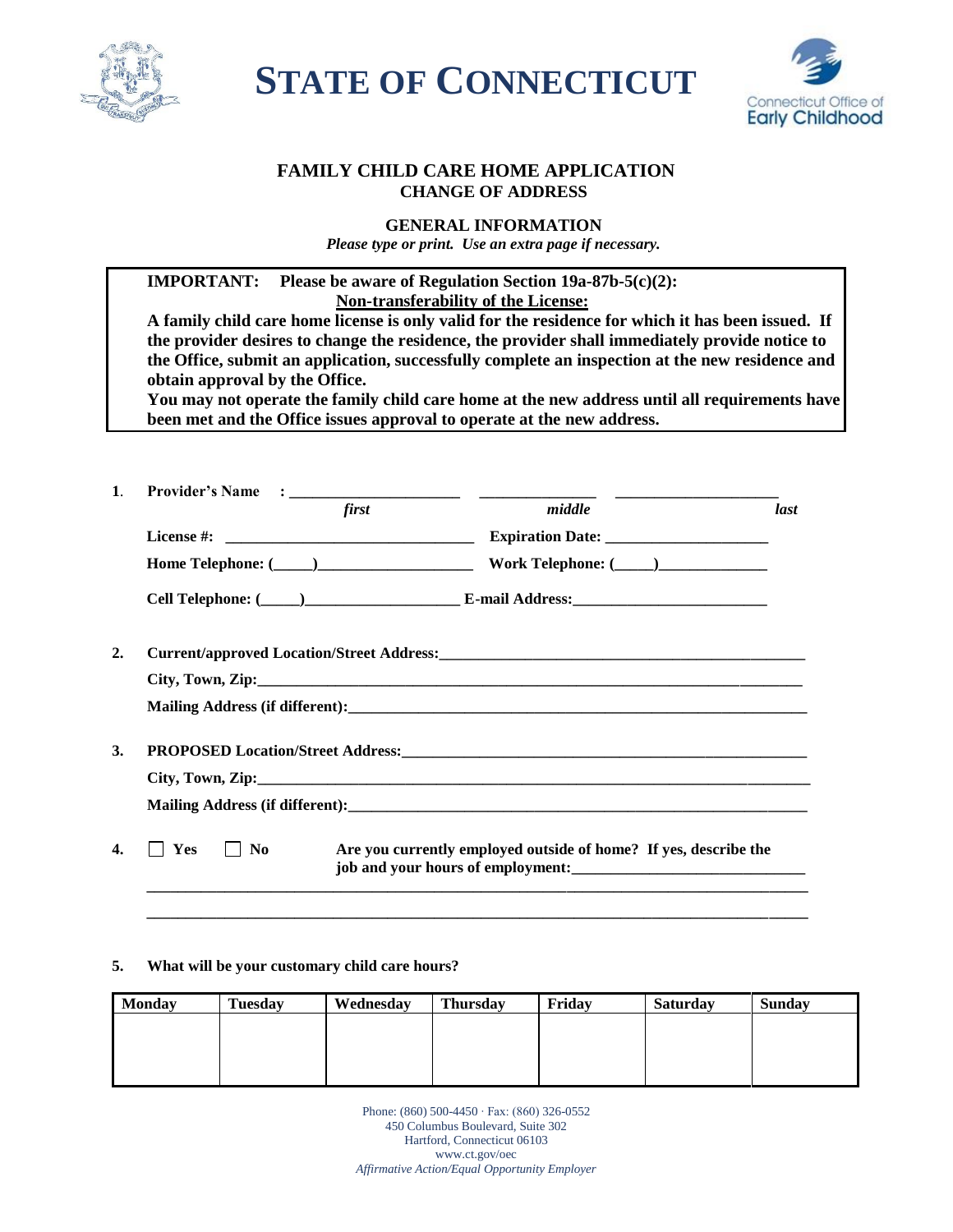# STATE OF CONNECTICUT

Connecticut Office of Early Childhood

## FAMILY CHILD CARE HOME APPLICATION
## CHANGE OF ADDRESS

### GENERAL INFORMATION

*Please type or print. Use an extra page if necessary.*

> **IMPORTANT: Please be aware of Regulation Section 19a-87b-5(c)(2):**
> **Non-transferability of the License:**
> **A family child care home license is only valid for the residence for which it has been issued. If the provider desires to change the residence, the provider shall immediately provide notice to the Office, submit an application, successfully complete an inspection at the new residence and obtain approval by the Office.**
> **You may not operate the family child care home at the new address until all requirements have been met and the Office issues approval to operate at the new address.**

**1. Provider's Name :** ______________________ ______________ ____________________
*first* *middle* *last*

**License #:** ________________________________ **Expiration Date:** ____________________

**Home Telephone: (_____)**___________________ **Work Telephone: (_____)**_____________

**Cell Telephone: (_____)**___________________ **E-mail Address:**________________________

**2. Current/approved Location/Street Address:**_______________________________________________

**City, Town, Zip:**_________________________________________________________________________

**Mailing Address (if different):**_________________________________________________________

**3. PROPOSED Location/Street Address:**____________________________________________________

**City, Town, Zip:**_________________________________________________________________________

**Mailing Address (if different):**_________________________________________________________

**4.** ☐ **Yes** ☐ **No** **Are you currently employed outside of home? If yes, describe the job and your hours of employment:**______________________________

___________________________________________________________________________________

___________________________________________________________________________________

**5. What will be your customary child care hours?**

| Monday | Tuesday | Wednesday | Thursday | Friday | Saturday | Sunday |
|---|---|---|---|---|---|---|
| | | | | | | |

Phone: (860) 500-4450 · Fax: (860) 326-0552
450 Columbus Boulevard, Suite 302
Hartford, Connecticut 06103
www.ct.gov/oec
*Affirmative Action/Equal Opportunity Employer*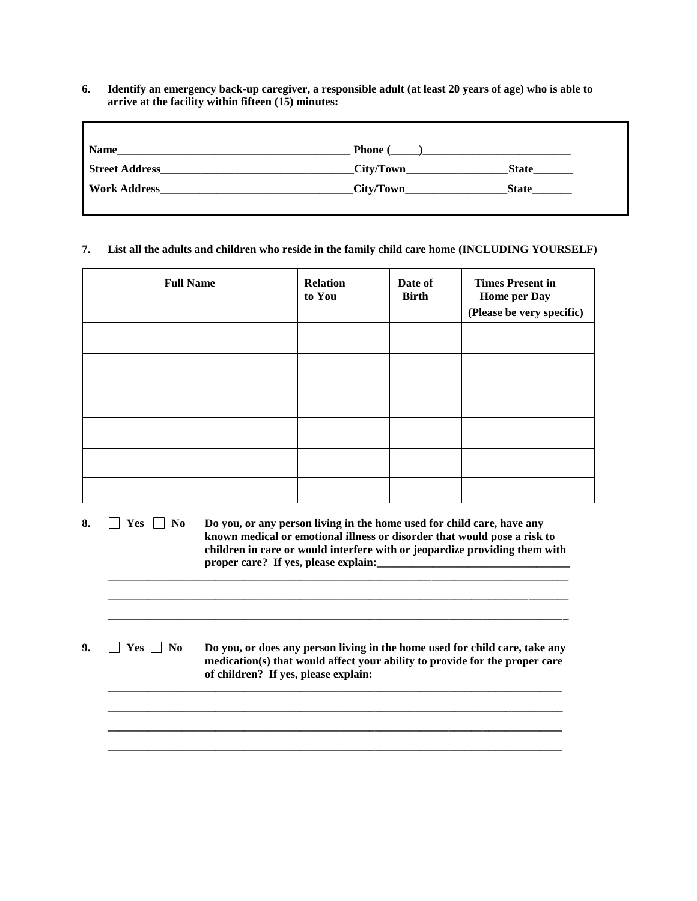**6. Identify an emergency back-up caregiver, a responsible adult (at least 20 years of age) who is able to arrive at the facility within fifteen (15) minutes:**

**Name**__________________________________________ **Phone (_____)**__________________________

**Street Address**__________________________________**City/Town**__________________**State**_______

**Work Address**__________________________________**City/Town**__________________**State**_______

**7. List all the adults and children who reside in the family child care home (INCLUDING YOURSELF)**

| Full Name | Relation to You | Date of Birth | Times Present in Home per Day (Please be very specific) |
|---|---|---|---|
| | | | |
| | | | |
| | | | |
| | | | |
| | | | |
| | | | |

**8.** ☐ **Yes** ☐ **No** **Do you, or any person living in the home used for child care, have any known medical or emotional illness or disorder that would pose a risk to children in care or would interfere with or jeopardize providing them with proper care? If yes, please explain:**__________________________________

________________________________________________________________________________

________________________________________________________________________________

________________________________________________________________________________

**9.** ☐ **Yes** ☐ **No** **Do you, or does any person living in the home used for child care, take any medication(s) that would affect your ability to provide for the proper care of children? If yes, please explain:**

________________________________________________________________________________

________________________________________________________________________________

________________________________________________________________________________

________________________________________________________________________________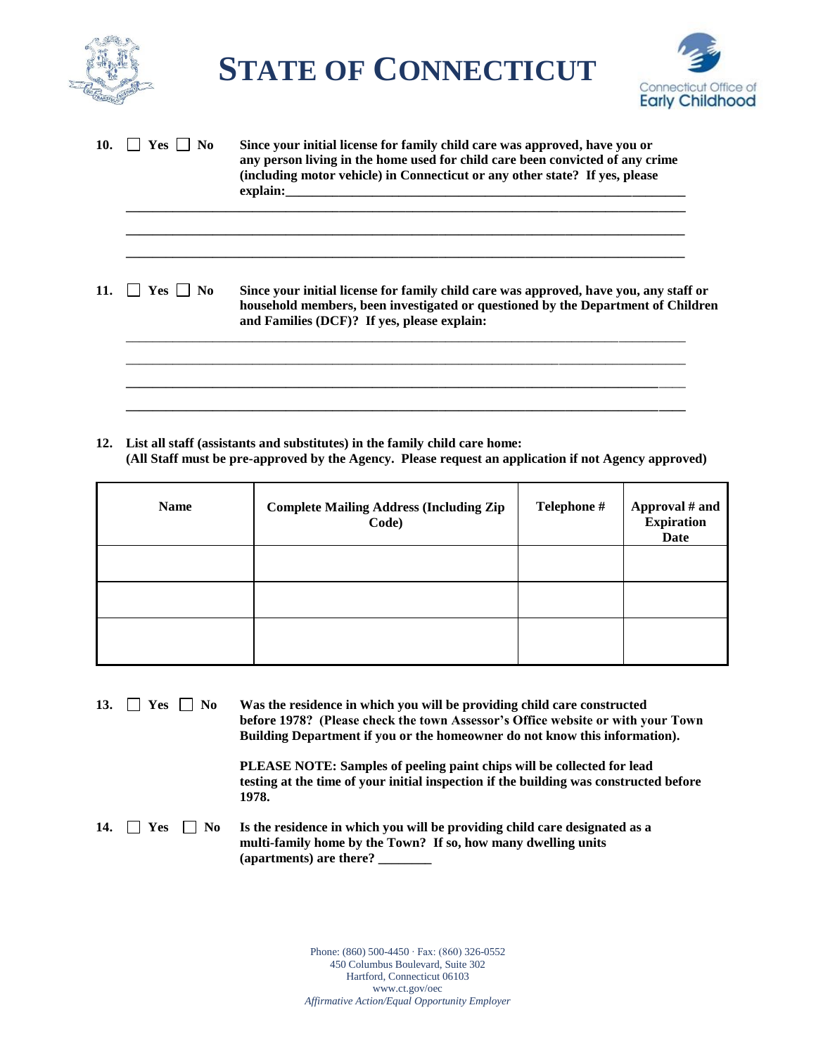# STATE OF CONNECTICUT

10. ☐ Yes ☐ No **Since your initial license for family child care was approved, have you or any person living in the home used for child care been convicted of any crime (including motor vehicle) in Connecticut or any other state? If yes, please explain:**\_\_\_\_\_\_\_\_\_\_\_\_\_\_\_\_\_\_\_\_\_\_\_\_\_\_\_\_\_\_\_\_\_\_\_\_\_\_\_\_\_\_\_\_\_\_\_\_\_\_\_\_

\_\_\_\_\_\_\_\_\_\_\_\_\_\_\_\_\_\_\_\_\_\_\_\_\_\_\_\_\_\_\_\_\_\_\_\_\_\_\_\_\_\_\_\_\_\_\_\_\_\_\_\_\_\_\_\_\_\_\_\_\_\_\_\_\_\_\_\_\_\_\_\_

\_\_\_\_\_\_\_\_\_\_\_\_\_\_\_\_\_\_\_\_\_\_\_\_\_\_\_\_\_\_\_\_\_\_\_\_\_\_\_\_\_\_\_\_\_\_\_\_\_\_\_\_\_\_\_\_\_\_\_\_\_\_\_\_\_\_\_\_\_\_\_\_

\_\_\_\_\_\_\_\_\_\_\_\_\_\_\_\_\_\_\_\_\_\_\_\_\_\_\_\_\_\_\_\_\_\_\_\_\_\_\_\_\_\_\_\_\_\_\_\_\_\_\_\_\_\_\_\_\_\_\_\_\_\_\_\_\_\_\_\_\_\_\_\_

11. ☐ Yes ☐ No **Since your initial license for family child care was approved, have you, any staff or household members, been investigated or questioned by the Department of Children and Families (DCF)? If yes, please explain:**

\_\_\_\_\_\_\_\_\_\_\_\_\_\_\_\_\_\_\_\_\_\_\_\_\_\_\_\_\_\_\_\_\_\_\_\_\_\_\_\_\_\_\_\_\_\_\_\_\_\_\_\_\_\_\_\_\_\_\_\_\_\_\_\_\_\_\_\_\_\_\_\_

\_\_\_\_\_\_\_\_\_\_\_\_\_\_\_\_\_\_\_\_\_\_\_\_\_\_\_\_\_\_\_\_\_\_\_\_\_\_\_\_\_\_\_\_\_\_\_\_\_\_\_\_\_\_\_\_\_\_\_\_\_\_\_\_\_\_\_\_\_\_\_\_

\_\_\_\_\_\_\_\_\_\_\_\_\_\_\_\_\_\_\_\_\_\_\_\_\_\_\_\_\_\_\_\_\_\_\_\_\_\_\_\_\_\_\_\_\_\_\_\_\_\_\_\_\_\_\_\_\_\_\_\_\_\_\_\_\_\_\_\_\_\_\_\_

\_\_\_\_\_\_\_\_\_\_\_\_\_\_\_\_\_\_\_\_\_\_\_\_\_\_\_\_\_\_\_\_\_\_\_\_\_\_\_\_\_\_\_\_\_\_\_\_\_\_\_\_\_\_\_\_\_\_\_\_\_\_\_\_\_\_\_\_\_\_\_\_

12. **List all staff (assistants and substitutes) in the family child care home: (All Staff must be pre-approved by the Agency. Please request an application if not Agency approved)**

| Name | Complete Mailing Address (Including Zip Code) | Telephone # | Approval # and Expiration Date |
|---|---|---|---|
| | | | |
| | | | |
| | | | |

13. ☐ Yes ☐ No **Was the residence in which you will be providing child care constructed before 1978? (Please check the town Assessor's Office website or with your Town Building Department if you or the homeowner do not know this information).**

**PLEASE NOTE: Samples of peeling paint chips will be collected for lead testing at the time of your initial inspection if the building was constructed before 1978.**

14. ☐ Yes ☐ No **Is the residence in which you will be providing child care designated as a multi-family home by the Town? If so, how many dwelling units (apartments) are there? \_\_\_\_\_\_\_\_**

Phone: (860) 500-4450 · Fax: (860) 326-0552
450 Columbus Boulevard, Suite 302
Hartford, Connecticut 06103
www.ct.gov/oec
*Affirmative Action/Equal Opportunity Employer*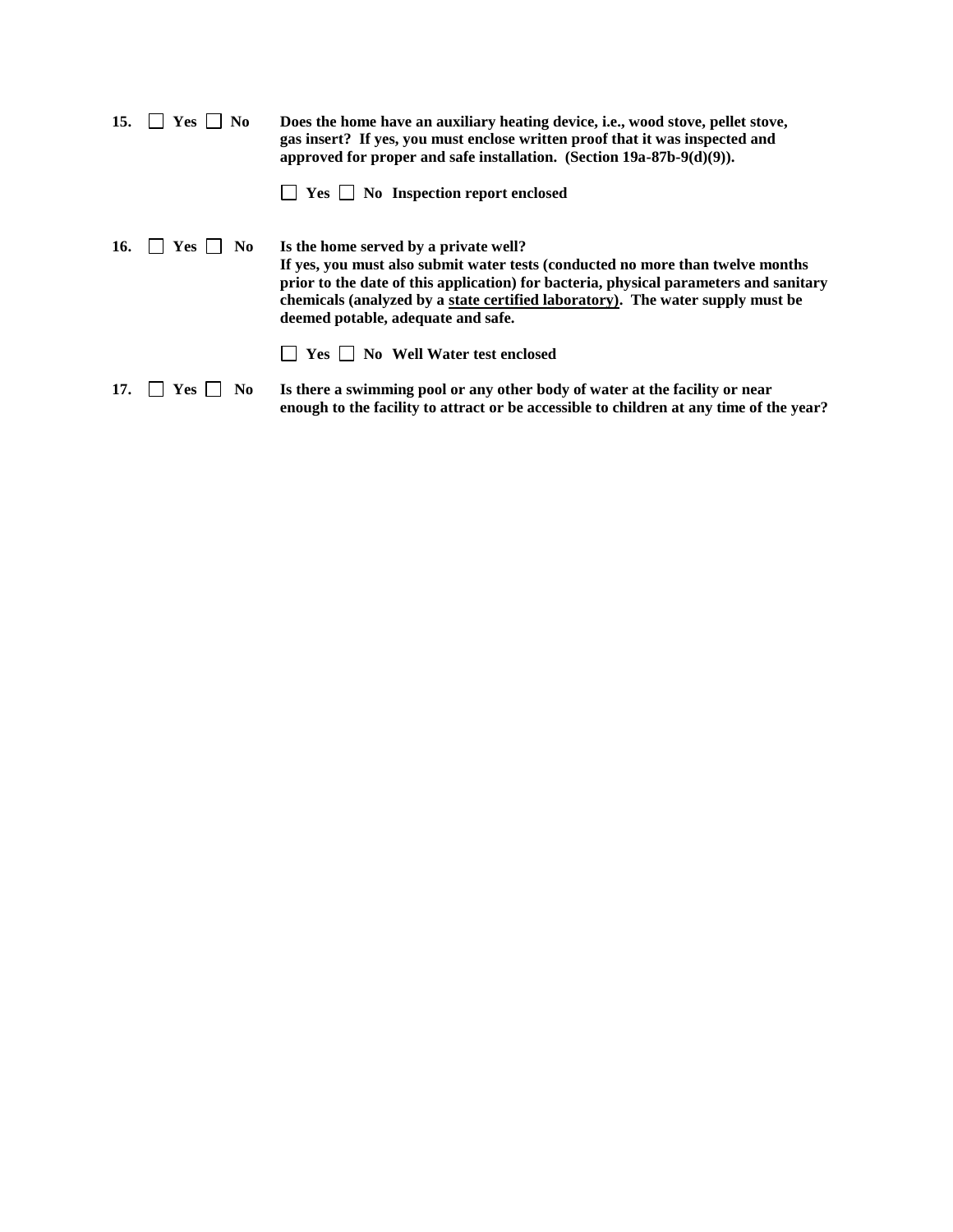**15. ☐ Yes ☐ No** **Does the home have an auxiliary heating device, i.e., wood stove, pellet stove, gas insert? If yes, you must enclose written proof that it was inspected and approved for proper and safe installation. (Section 19a-87b-9(d)(9)).**

**☐ Yes ☐ No Inspection report enclosed**

**16. ☐ Yes ☐ No** **Is the home served by a private well?**
**If yes, you must also submit water tests (conducted no more than twelve months prior to the date of this application) for bacteria, physical parameters and sanitary chemicals (analyzed by a <u>state certified laboratory</u>). The water supply must be deemed potable, adequate and safe.**

**☐ Yes ☐ No Well Water test enclosed**

**17. ☐ Yes ☐ No** **Is there a swimming pool or any other body of water at the facility or near enough to the facility to attract or be accessible to children at any time of the year?**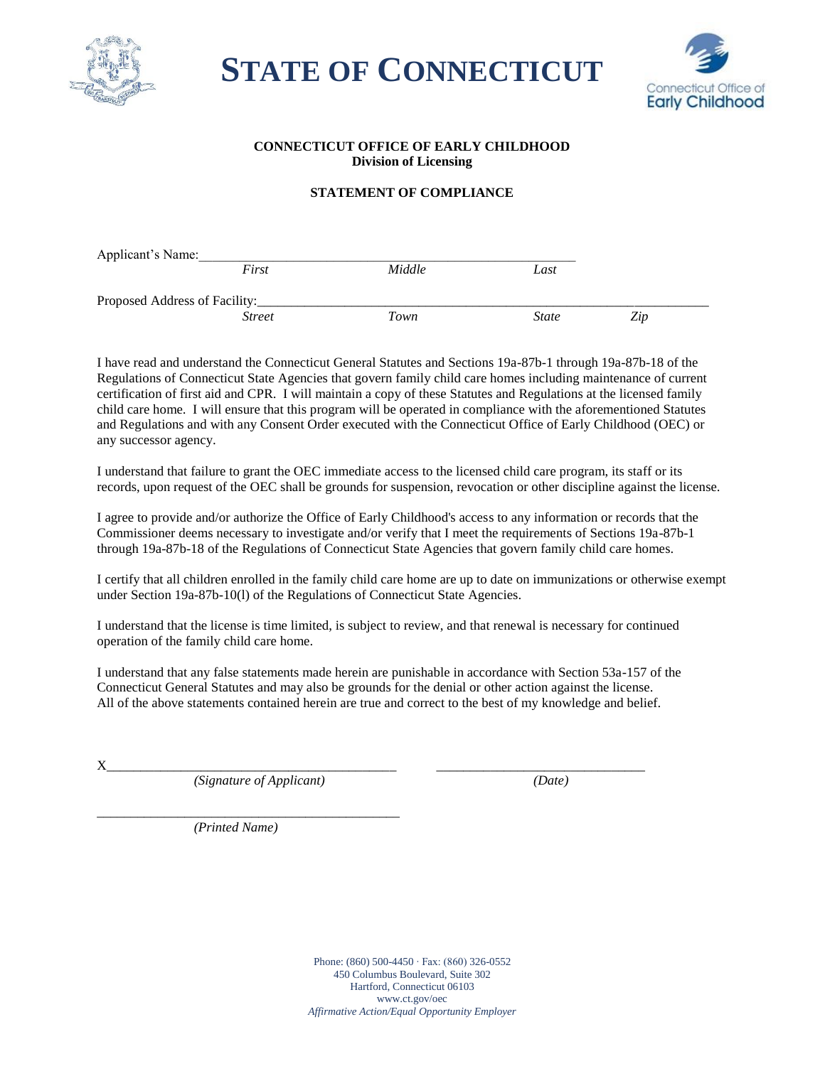# STATE OF CONNECTICUT

Connecticut Office of Early Childhood

**CONNECTICUT OFFICE OF EARLY CHILDHOOD**
**Division of Licensing**

**STATEMENT OF COMPLIANCE**

Applicant's Name:________________________________________________________
*First* *Middle* *Last*

Proposed Address of Facility:_____________________________________________________________________
*Street* *Town* *State* *Zip*

I have read and understand the Connecticut General Statutes and Sections 19a-87b-1 through 19a-87b-18 of the Regulations of Connecticut State Agencies that govern family child care homes including maintenance of current certification of first aid and CPR. I will maintain a copy of these Statutes and Regulations at the licensed family child care home. I will ensure that this program will be operated in compliance with the aforementioned Statutes and Regulations and with any Consent Order executed with the Connecticut Office of Early Childhood (OEC) or any successor agency.

I understand that failure to grant the OEC immediate access to the licensed child care program, its staff or its records, upon request of the OEC shall be grounds for suspension, revocation or other discipline against the license.

I agree to provide and/or authorize the Office of Early Childhood's access to any information or records that the Commissioner deems necessary to investigate and/or verify that I meet the requirements of Sections 19a-87b-1 through 19a-87b-18 of the Regulations of Connecticut State Agencies that govern family child care homes.

I certify that all children enrolled in the family child care home are up to date on immunizations or otherwise exempt under Section 19a-87b-10(l) of the Regulations of Connecticut State Agencies.

I understand that the license is time limited, is subject to review, and that renewal is necessary for continued operation of the family child care home.

I understand that any false statements made herein are punishable in accordance with Section 53a-157 of the Connecticut General Statutes and may also be grounds for the denial or other action against the license. All of the above statements contained herein are true and correct to the best of my knowledge and belief.

X__________________________________________ ______________________________
*(Signature of Applicant)* *(Date)*

______________________________________________
*(Printed Name)*

Phone: (860) 500-4450 · Fax: (860) 326-0552
450 Columbus Boulevard, Suite 302
Hartford, Connecticut 06103
www.ct.gov/oec
*Affirmative Action/Equal Opportunity Employer*